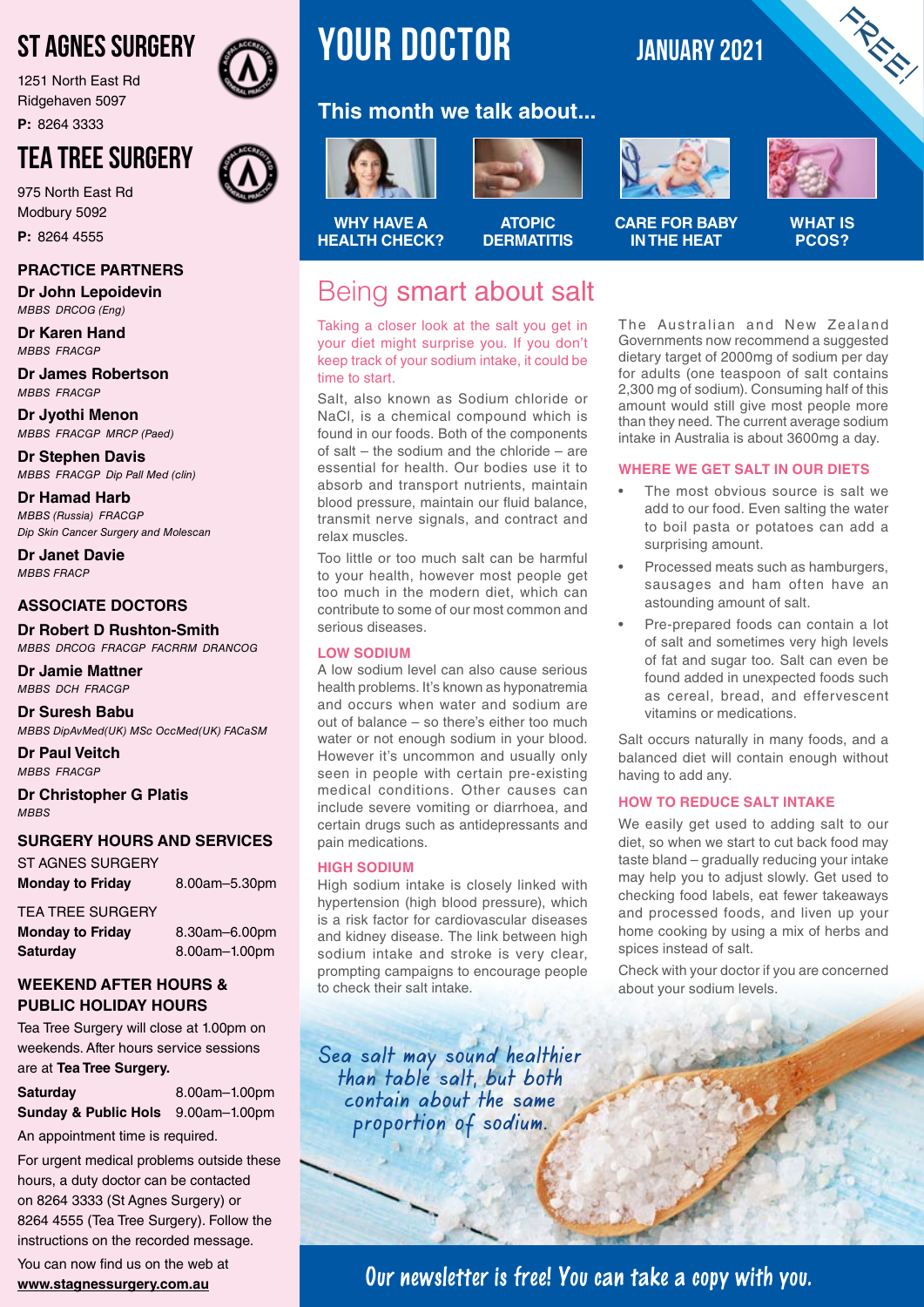# ST AGNES SURGERY

1251 North East Rd
Ridgehaven 5097
**P:** 8264 3333

# TEA TREE SURGERY

975 North East Rd
Modbury 5092
**P:** 8264 4555

## PRACTICE PARTNERS

**Dr John Lepoidevin**
*MBBS DRCOG (Eng)*

**Dr Karen Hand**
*MBBS FRACGP*

**Dr James Robertson**
*MBBS FRACGP*

**Dr Jyothi Menon**
*MBBS FRACGP MRCP (Paed)*

**Dr Stephen Davis**
*MBBS FRACGP Dip Pall Med (clin)*

**Dr Hamad Harb**
*MBBS (Russia) FRACGP*
*Dip Skin Cancer Surgery and Molescan*

**Dr Janet Davie**
*MBBS FRACP*

## ASSOCIATE DOCTORS

**Dr Robert D Rushton-Smith**
*MBBS DRCOG FRACGP FACRRM DRANCOG*

**Dr Jamie Mattner**
*MBBS DCH FRACGP*

**Dr Suresh Babu**
*MBBS DipAvMed(UK) MSc OccMed(UK) FACaSM*

**Dr Paul Veitch**
*MBBS FRACGP*

**Dr Christopher G Platis**
*MBBS*

## SURGERY HOURS AND SERVICES

ST AGNES SURGERY

| | |
|---|---|
| **Monday to Friday** | 8.00am–5.30pm |

TEA TREE SURGERY

| | |
|---|---|
| **Monday to Friday** | 8.30am–6.00pm |
| **Saturday** | 8.00am–1.00pm |

## WEEKEND AFTER HOURS & PUBLIC HOLIDAY HOURS

Tea Tree Surgery will close at 1.00pm on weekends. After hours service sessions are at **Tea Tree Surgery.**

| | |
|---|---|
| **Saturday** | 8.00am–1.00pm |
| **Sunday & Public Hols** | 9.00am–1.00pm |

An appointment time is required.

For urgent medical problems outside these hours, a duty doctor can be contacted on 8264 3333 (St Agnes Surgery) or 8264 4555 (Tea Tree Surgery). Follow the instructions on the recorded message.

You can now find us on the web at **www.stagnessurgery.com.au**

# YOUR DOCTOR

**JANUARY 2021**

FREE!

## This month we talk about...

- **WHY HAVE A HEALTH CHECK?**
- **ATOPIC DERMATITIS**
- **CARE FOR BABY IN THE HEAT**
- **WHAT IS PCOS?**

# Being smart about salt

Taking a closer look at the salt you get in your diet might surprise you. If you don't keep track of your sodium intake, it could be time to start.

Salt, also known as Sodium chloride or NaCl, is a chemical compound which is found in our foods. Both of the components of salt – the sodium and the chloride – are essential for health. Our bodies use it to absorb and transport nutrients, maintain blood pressure, maintain our fluid balance, transmit nerve signals, and contract and relax muscles.

Too little or too much salt can be harmful to your health, however most people get too much in the modern diet, which can contribute to some of our most common and serious diseases.

### LOW SODIUM

A low sodium level can also cause serious health problems. It's known as hyponatremia and occurs when water and sodium are out of balance – so there's either too much water or not enough sodium in your blood. However it's uncommon and usually only seen in people with certain pre-existing medical conditions. Other causes can include severe vomiting or diarrhoea, and certain drugs such as antidepressants and pain medications.

### HIGH SODIUM

High sodium intake is closely linked with hypertension (high blood pressure), which is a risk factor for cardiovascular diseases and kidney disease. The link between high sodium intake and stroke is very clear, prompting campaigns to encourage people to check their salt intake.

*Sea salt may sound healthier than table salt, but both contain about the same proportion of sodium.*

The Australian and New Zealand Governments now recommend a suggested dietary target of 2000mg of sodium per day for adults (one teaspoon of salt contains 2,300 mg of sodium). Consuming half of this amount would still give most people more than they need. The current average sodium intake in Australia is about 3600mg a day.

### WHERE WE GET SALT IN OUR DIETS

- The most obvious source is salt we add to our food. Even salting the water to boil pasta or potatoes can add a surprising amount.
- Processed meats such as hamburgers, sausages and ham often have an astounding amount of salt.
- Pre-prepared foods can contain a lot of salt and sometimes very high levels of fat and sugar too. Salt can even be found added in unexpected foods such as cereal, bread, and effervescent vitamins or medications.

Salt occurs naturally in many foods, and a balanced diet will contain enough without having to add any.

### HOW TO REDUCE SALT INTAKE

We easily get used to adding salt to our diet, so when we start to cut back food may taste bland – gradually reducing your intake may help you to adjust slowly. Get used to checking food labels, eat fewer takeaways and processed foods, and liven up your home cooking by using a mix of herbs and spices instead of salt.

Check with your doctor if you are concerned about your sodium levels.

**Our newsletter is free! You can take a copy with you.**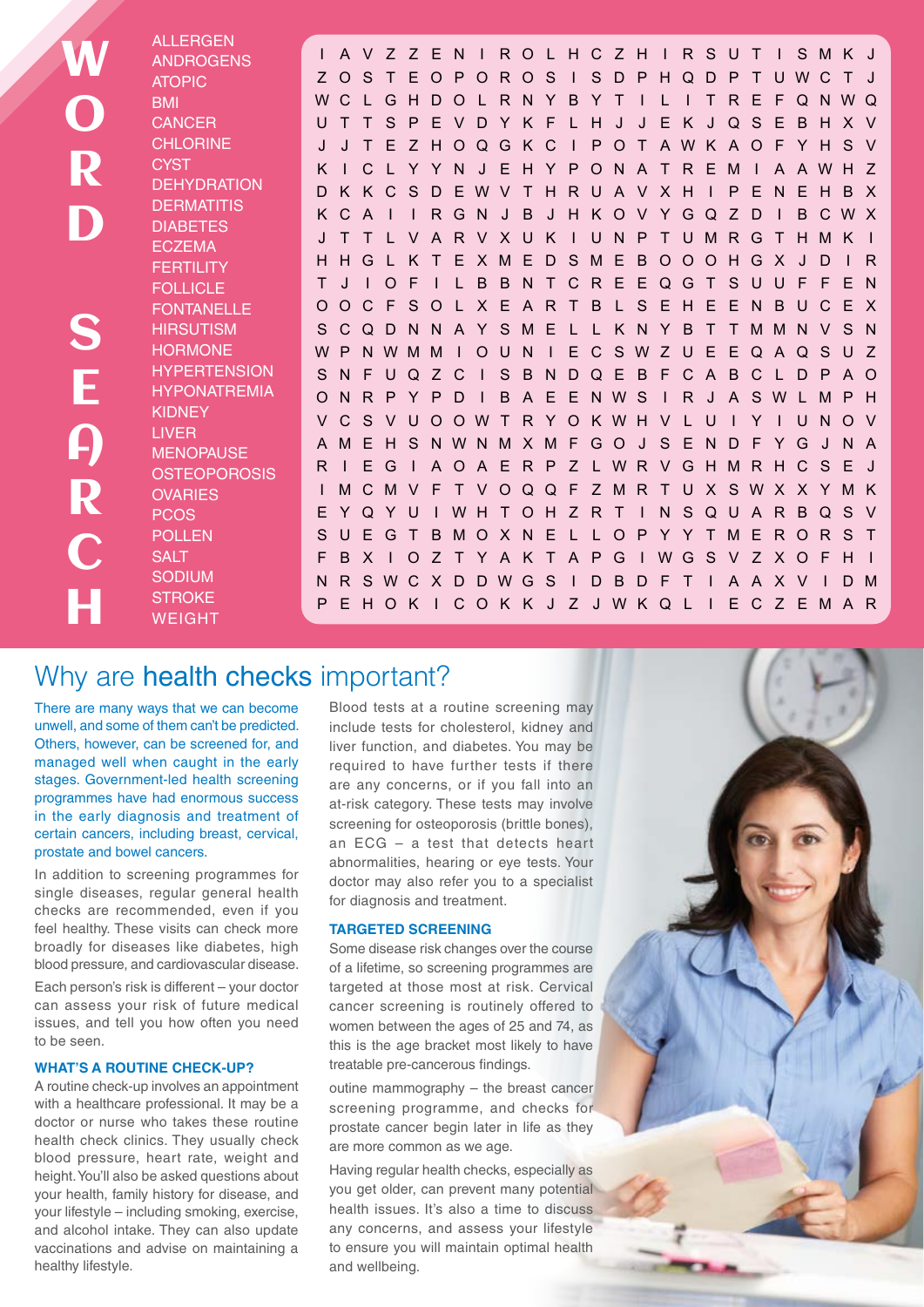# WORD SEARCH

- ALLERGEN
- ANDROGENS
- ATOPIC
- BMI
- CANCER
- CHLORINE
- CYST
- DEHYDRATION
- DERMATITIS
- DIABETES
- ECZEMA
- FERTILITY
- FOLLICLE
- FONTANELLE
- HIRSUTISM
- HORMONE
- HYPERTENSION
- HYPONATREMIA
- KIDNEY
- LIVER
- MENOPAUSE
- OSTEOPOROSIS
- OVARIES
- PCOS
- POLLEN
- SALT
- SODIUM
- STROKE
- WEIGHT

```
I A V Z Z E N I R O L H C Z H I R S U T I S M K J
Z O S T E O P O R O S I S D P H Q D P T U W C T J
W C L G H D O L R N Y B Y T I L I T R E F Q N W Q
U T T S P E V D Y K F L H J J E K J Q S E B H X V
J J T E Z H O Q G K C I P O T A W K A O F Y H S V
K I C L Y Y N J E H Y P O N A T R E M I A A W H Z
D K K C S D E W V T H R U A V X H I P E N E H B X
K C A I I R G N J B J H K O V Y G Q Z D I B C W X
J T T L V A R V X U K I U N P T U M R G T H M K I
H H G L K T E X M E D S M E B O O O H G X J D I R
T J I O F I L B B N T C R E E Q G T S U U F F E N
O O C F S O L X E A R T B L S E H E E N B U C E X
S C Q D N N A Y S M E L L K N Y B T T M M N V S N
W P N W M M I O U N I E C S W Z U E E Q A Q S U Z
S N F U Q Z C I S B N D Q E B F C A B C L D P A O
O N R P Y P D I B A E E N W S I R J A S W L M P H
V C S V U O O W T R Y O K W H V L U I Y I U N O V
A M E H S N W N M X M F G O J S E N D F Y G J N A
R I E G I A O A E R P Z L W R V G H M R H C S E J
I M C M V F T V O Q Q F Z M R T U X S W X X Y M K
E Y Q Y U I W H T O H Z R T I N S Q U A R B Q S V
S U E G T B M O X N E L L O P Y Y T M E R O R S T
F B X I O Z T Y A K T A P G I W G S V Z X O F H I
N R S W C X D D W G S I D B D F T I A A X V I D M
P E H O K I C O K K J Z J W K Q L I E C Z E M A R
```

# Why are health checks important?

There are many ways that we can become unwell, and some of them can't be predicted. Others, however, can be screened for, and managed well when caught in the early stages. Government-led health screening programmes have had enormous success in the early diagnosis and treatment of certain cancers, including breast, cervical, prostate and bowel cancers.

In addition to screening programmes for single diseases, regular general health checks are recommended, even if you feel healthy. These visits can check more broadly for diseases like diabetes, high blood pressure, and cardiovascular disease.

Each person's risk is different – your doctor can assess your risk of future medical issues, and tell you how often you need to be seen.

### WHAT'S A ROUTINE CHECK-UP?

A routine check-up involves an appointment with a healthcare professional. It may be a doctor or nurse who takes these routine health check clinics. They usually check blood pressure, heart rate, weight and height. You'll also be asked questions about your health, family history for disease, and your lifestyle – including smoking, exercise, and alcohol intake. They can also update vaccinations and advise on maintaining a healthy lifestyle.

Blood tests at a routine screening may include tests for cholesterol, kidney and liver function, and diabetes. You may be required to have further tests if there are any concerns, or if you fall into an at-risk category. These tests may involve screening for osteoporosis (brittle bones), an ECG – a test that detects heart abnormalities, hearing or eye tests. Your doctor may also refer you to a specialist for diagnosis and treatment.

### TARGETED SCREENING

Some disease risk changes over the course of a lifetime, so screening programmes are targeted at those most at risk. Cervical cancer screening is routinely offered to women between the ages of 25 and 74, as this is the age bracket most likely to have treatable pre-cancerous findings.

outine mammography – the breast cancer screening programme, and checks for prostate cancer begin later in life as they are more common as we age.

Having regular health checks, especially as you get older, can prevent many potential health issues. It's also a time to discuss any concerns, and assess your lifestyle to ensure you will maintain optimal health and wellbeing.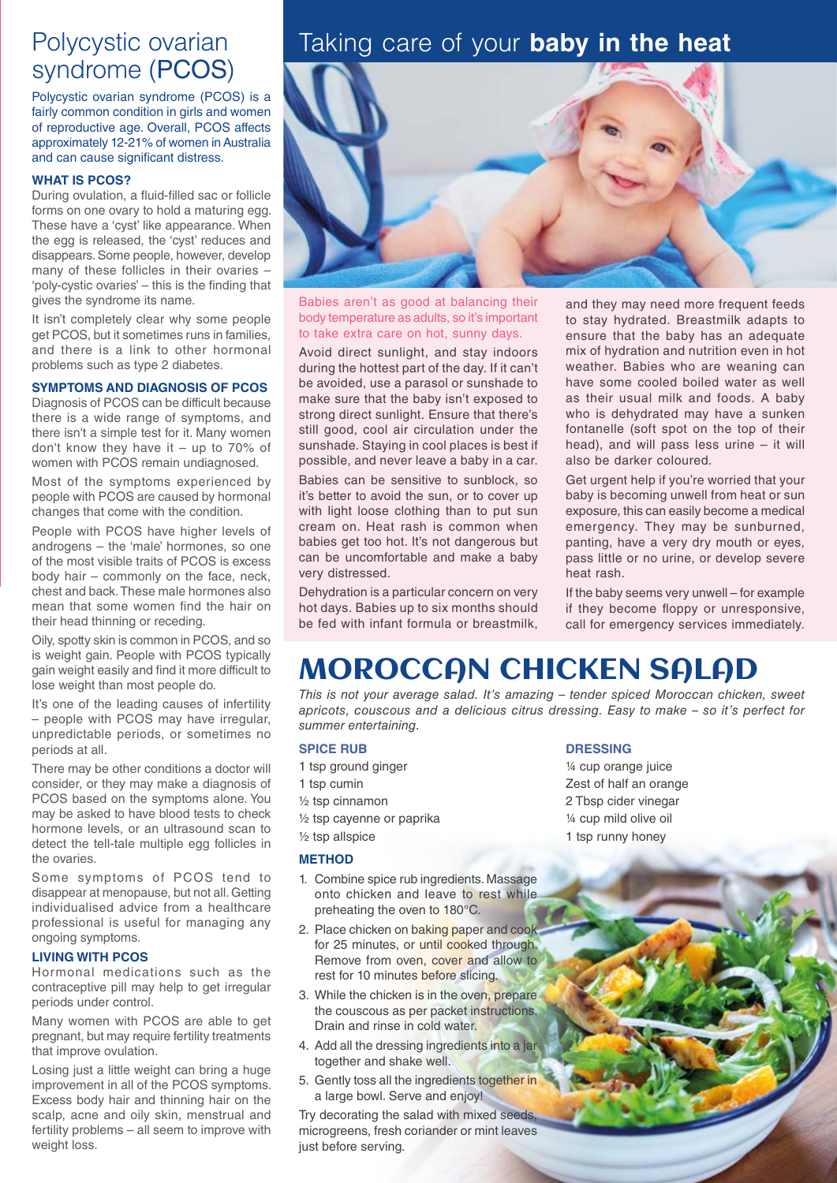# Polycystic ovarian syndrome (PCOS)

Polycystic ovarian syndrome (PCOS) is a fairly common condition in girls and women of reproductive age. Overall, PCOS affects approximately 12-21% of women in Australia and can cause significant distress.

### WHAT IS PCOS?

During ovulation, a fluid-filled sac or follicle forms on one ovary to hold a maturing egg. These have a 'cyst' like appearance. When the egg is released, the 'cyst' reduces and disappears. Some people, however, develop many of these follicles in their ovaries – 'poly-cystic ovaries' – this is the finding that gives the syndrome its name.

It isn't completely clear why some people get PCOS, but it sometimes runs in families, and there is a link to other hormonal problems such as type 2 diabetes.

### SYMPTOMS AND DIAGNOSIS OF PCOS

Diagnosis of PCOS can be difficult because there is a wide range of symptoms, and there isn't a simple test for it. Many women don't know they have it – up to 70% of women with PCOS remain undiagnosed.

Most of the symptoms experienced by people with PCOS are caused by hormonal changes that come with the condition.

People with PCOS have higher levels of androgens – the 'male' hormones, so one of the most visible traits of PCOS is excess body hair – commonly on the face, neck, chest and back. These male hormones also mean that some women find the hair on their head thinning or receding.

Oily, spotty skin is common in PCOS, and so is weight gain. People with PCOS typically gain weight easily and find it more difficult to lose weight than most people do.

It's one of the leading causes of infertility – people with PCOS may have irregular, unpredictable periods, or sometimes no periods at all.

There may be other conditions a doctor will consider, or they may make a diagnosis of PCOS based on the symptoms alone. You may be asked to have blood tests to check hormone levels, or an ultrasound scan to detect the tell-tale multiple egg follicles in the ovaries.

Some symptoms of PCOS tend to disappear at menopause, but not all. Getting individualised advice from a healthcare professional is useful for managing any ongoing symptoms.

### LIVING WITH PCOS

Hormonal medications such as the contraceptive pill may help to get irregular periods under control.

Many women with PCOS are able to get pregnant, but may require fertility treatments that improve ovulation.

Losing just a little weight can bring a huge improvement in all of the PCOS symptoms. Excess body hair and thinning hair on the scalp, acne and oily skin, menstrual and fertility problems – all seem to improve with weight loss.

# Taking care of your **baby in the heat**

Babies aren't as good at balancing their body temperature as adults, so it's important to take extra care on hot, sunny days.

Avoid direct sunlight, and stay indoors during the hottest part of the day. If it can't be avoided, use a parasol or sunshade to make sure that the baby isn't exposed to strong direct sunlight. Ensure that there's still good, cool air circulation under the sunshade. Staying in cool places is best if possible, and never leave a baby in a car.

Babies can be sensitive to sunblock, so it's better to avoid the sun, or to cover up with light loose clothing than to put sun cream on. Heat rash is common when babies get too hot. It's not dangerous but can be uncomfortable and make a baby very distressed.

Dehydration is a particular concern on very hot days. Babies up to six months should be fed with infant formula or breastmilk, and they may need more frequent feeds to stay hydrated. Breastmilk adapts to ensure that the baby has an adequate mix of hydration and nutrition even in hot weather. Babies who are weaning can have some cooled boiled water as well as their usual milk and foods. A baby who is dehydrated may have a sunken fontanelle (soft spot on the top of their head), and will pass less urine – it will also be darker coloured.

Get urgent help if you're worried that your baby is becoming unwell from heat or sun exposure, this can easily become a medical emergency. They may be sunburned, panting, have a very dry mouth or eyes, pass little or no urine, or develop severe heat rash.

If the baby seems very unwell – for example if they become floppy or unresponsive, call for emergency services immediately.

# MOROCCAN CHICKEN SALAD

*This is not your average salad. It's amazing – tender spiced Moroccan chicken, sweet apricots, couscous and a delicious citrus dressing. Easy to make – so it's perfect for summer entertaining.*

### SPICE RUB

1 tsp ground ginger
1 tsp cumin
½ tsp cinnamon
½ tsp cayenne or paprika
½ tsp allspice

### DRESSING

¼ cup orange juice
Zest of half an orange
2 Tbsp cider vinegar
¼ cup mild olive oil
1 tsp runny honey

### METHOD

1. Combine spice rub ingredients. Massage onto chicken and leave to rest while preheating the oven to 180°C.
2. Place chicken on baking paper and cook for 25 minutes, or until cooked through. Remove from oven, cover and allow to rest for 10 minutes before slicing.
3. While the chicken is in the oven, prepare the couscous as per packet instructions. Drain and rinse in cold water.
4. Add all the dressing ingredients into a jar together and shake well.
5. Gently toss all the ingredients together in a large bowl. Serve and enjoy!

Try decorating the salad with mixed seeds, microgreens, fresh coriander or mint leaves just before serving.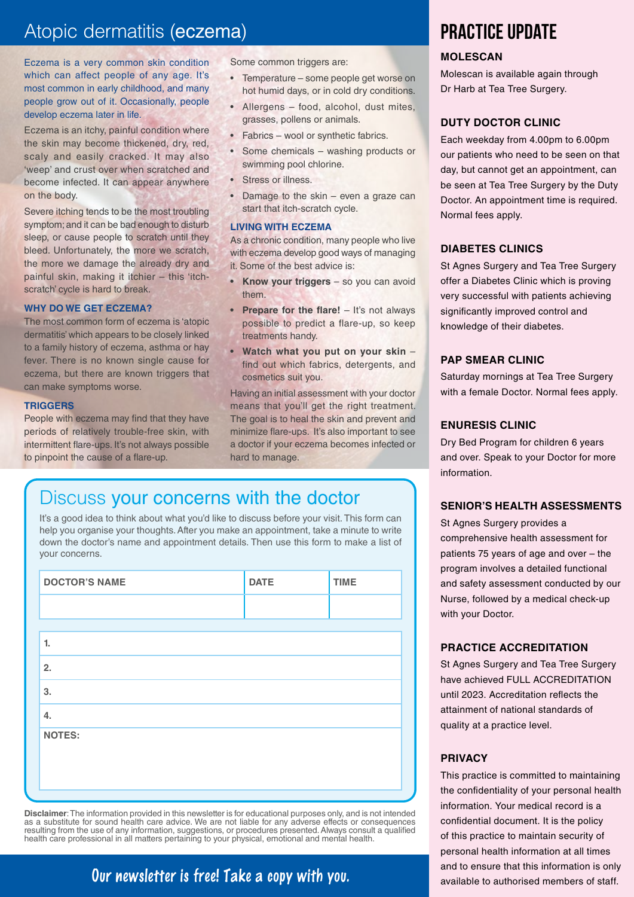# Atopic dermatitis (eczema)

Eczema is a very common skin condition which can affect people of any age. It's most common in early childhood, and many people grow out of it. Occasionally, people develop eczema later in life.

Eczema is an itchy, painful condition where the skin may become thickened, dry, red, scaly and easily cracked. It may also 'weep' and crust over when scratched and become infected. It can appear anywhere on the body.

Severe itching tends to be the most troubling symptom; and it can be bad enough to disturb sleep, or cause people to scratch until they bleed. Unfortunately, the more we scratch, the more we damage the already dry and painful skin, making it itchier – this 'itch-scratch' cycle is hard to break.

### WHY DO WE GET ECZEMA?

The most common form of eczema is 'atopic dermatitis' which appears to be closely linked to a family history of eczema, asthma or hay fever. There is no known single cause for eczema, but there are known triggers that can make symptoms worse.

### TRIGGERS

People with eczema may find that they have periods of relatively trouble-free skin, with intermittent flare-ups. It's not always possible to pinpoint the cause of a flare-up.

Some common triggers are:

- Temperature – some people get worse on hot humid days, or in cold dry conditions.
- Allergens – food, alcohol, dust mites, grasses, pollens or animals.
- Fabrics – wool or synthetic fabrics.
- Some chemicals – washing products or swimming pool chlorine.
- Stress or illness.
- Damage to the skin – even a graze can start that itch-scratch cycle.

### LIVING WITH ECZEMA

As a chronic condition, many people who live with eczema develop good ways of managing it. Some of the best advice is:

- **Know your triggers** – so you can avoid them.
- **Prepare for the flare!** – It's not always possible to predict a flare-up, so keep treatments handy.
- **Watch what you put on your skin** – find out which fabrics, detergents, and cosmetics suit you.

Having an initial assessment with your doctor means that you'll get the right treatment. The goal is to heal the skin and prevent and minimize flare-ups. It's also important to see a doctor if your eczema becomes infected or hard to manage.

## Discuss your concerns with the doctor

It's a good idea to think about what you'd like to discuss before your visit. This form can help you organise your thoughts. After you make an appointment, take a minute to write down the doctor's name and appointment details. Then use this form to make a list of your concerns.

| DOCTOR'S NAME | DATE | TIME |
|---|---|---|
| | | |

| |
|---|
| 1. |
| 2. |
| 3. |
| 4. |
| NOTES: |

**Disclaimer**: The information provided in this newsletter is for educational purposes only, and is not intended as a substitute for sound health care advice. We are not liable for any adverse effects or consequences resulting from the use of any information, suggestions, or procedures presented. Always consult a qualified health care professional in all matters pertaining to your physical, emotional and mental health.

**Our newsletter is free! Take a copy with you.**

# PRACTICE UPDATE

### MOLESCAN

Molescan is available again through Dr Harb at Tea Tree Surgery.

### DUTY DOCTOR CLINIC

Each weekday from 4.00pm to 6.00pm our patients who need to be seen on that day, but cannot get an appointment, can be seen at Tea Tree Surgery by the Duty Doctor. An appointment time is required. Normal fees apply.

### DIABETES CLINICS

St Agnes Surgery and Tea Tree Surgery offer a Diabetes Clinic which is proving very successful with patients achieving significantly improved control and knowledge of their diabetes.

### PAP SMEAR CLINIC

Saturday mornings at Tea Tree Surgery with a female Doctor. Normal fees apply.

### ENURESIS CLINIC

Dry Bed Program for children 6 years and over. Speak to your Doctor for more information.

### SENIOR'S HEALTH ASSESSMENTS

St Agnes Surgery provides a comprehensive health assessment for patients 75 years of age and over – the program involves a detailed functional and safety assessment conducted by our Nurse, followed by a medical check-up with your Doctor.

### PRACTICE ACCREDITATION

St Agnes Surgery and Tea Tree Surgery have achieved FULL ACCREDITATION until 2023. Accreditation reflects the attainment of national standards of quality at a practice level.

### PRIVACY

This practice is committed to maintaining the confidentiality of your personal health information. Your medical record is a confidential document. It is the policy of this practice to maintain security of personal health information at all times and to ensure that this information is only available to authorised members of staff.